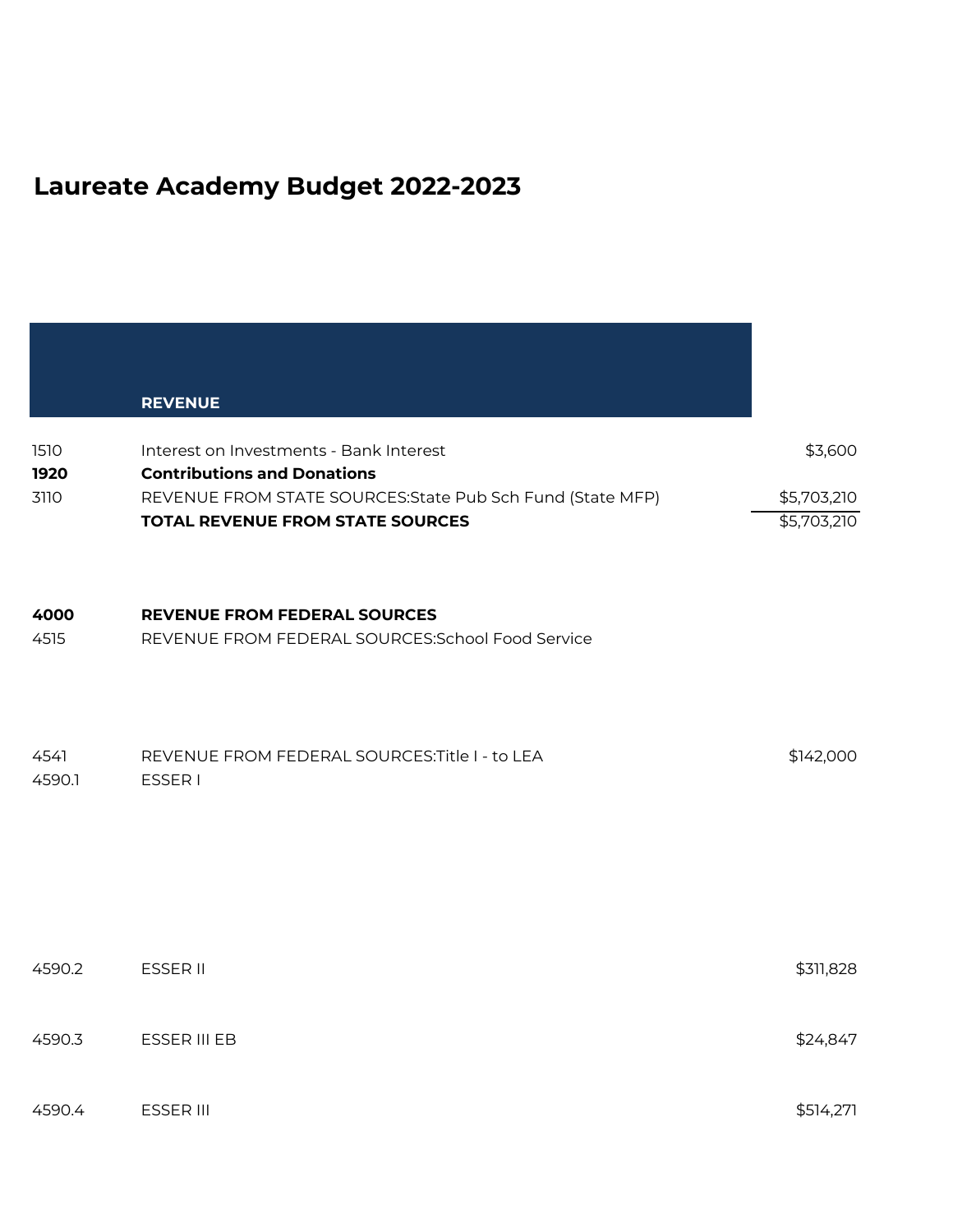# Laureate Academy Budget 2022-2023

| | REVENUE | |
|---|---|---|
| 1510 | Interest on Investments - Bank Interest | $3,600 |
| **1920** | **Contributions and Donations** | |
| 3110 | REVENUE FROM STATE SOURCES:State Pub Sch Fund (State MFP) | $5,703,210 |
| | **TOTAL REVENUE FROM STATE SOURCES** | $5,703,210 |
| **4000** | **REVENUE FROM FEDERAL SOURCES** | |
| 4515 | REVENUE FROM FEDERAL SOURCES:School Food Service | |
| 4541 | REVENUE FROM FEDERAL SOURCES:Title I - to LEA | $142,000 |
| 4590.1 | ESSER I | |
| 4590.2 | ESSER II | $311,828 |
| 4590.3 | ESSER III EB | $24,847 |
| 4590.4 | ESSER III | $514,271 |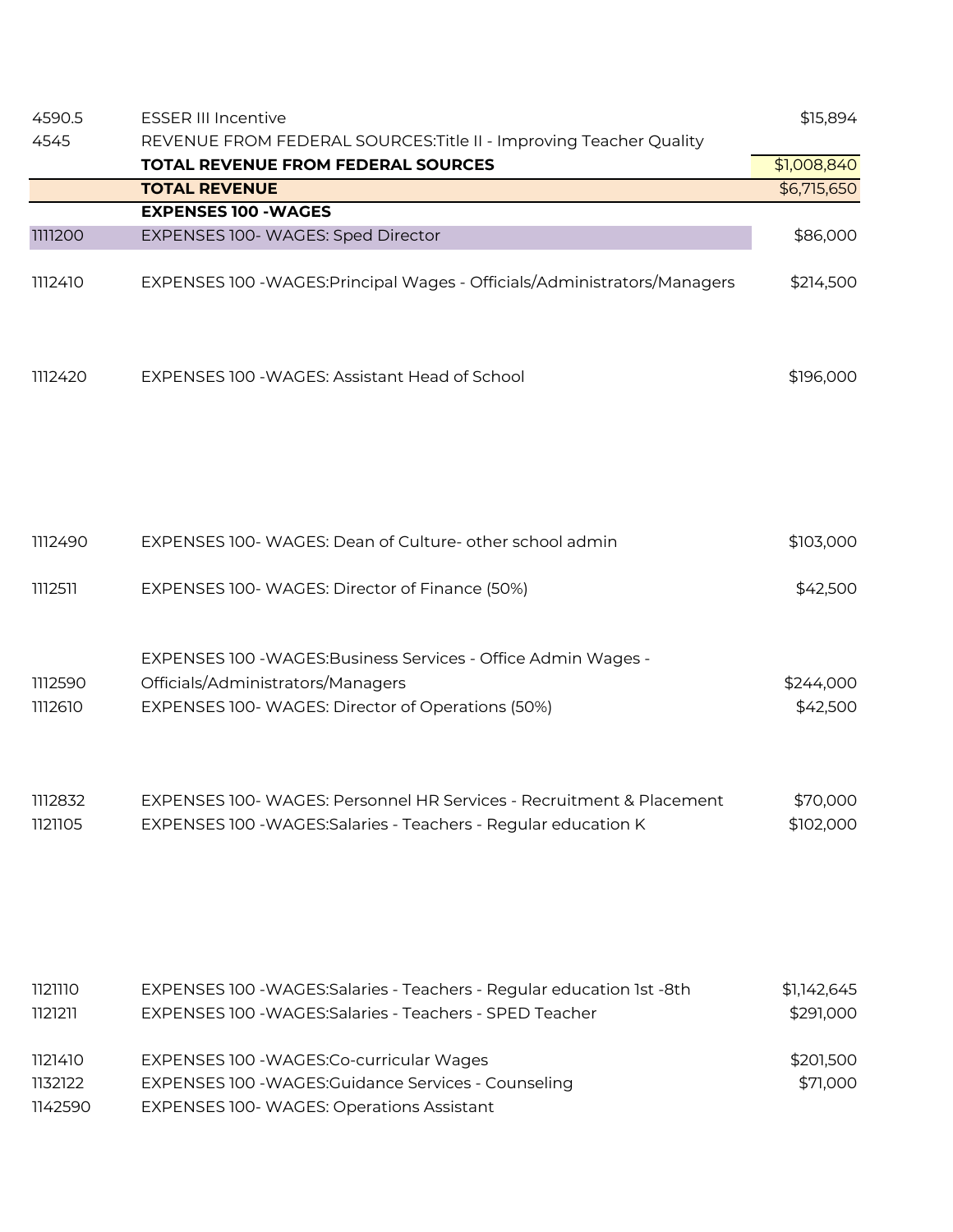| | | |
|---|---|---|
| 4590.5 | ESSER III Incentive | $15,894 |
| 4545 | REVENUE FROM FEDERAL SOURCES:Title II - Improving Teacher Quality | |
| | **TOTAL REVENUE FROM FEDERAL SOURCES** | $1,008,840 |
| | **TOTAL REVENUE** | $6,715,650 |
| | **EXPENSES 100 -WAGES** | |
| 1111200 | EXPENSES 100- WAGES: Sped Director | $86,000 |
| 1112410 | EXPENSES 100 -WAGES:Principal Wages - Officials/Administrators/Managers | $214,500 |
| 1112420 | EXPENSES 100 -WAGES: Assistant Head of School | $196,000 |
| 1112490 | EXPENSES 100- WAGES: Dean of Culture- other school admin | $103,000 |
| 1112511 | EXPENSES 100- WAGES: Director of Finance (50%) | $42,500 |
| 1112590 | EXPENSES 100 -WAGES:Business Services - Office Admin Wages - Officials/Administrators/Managers | $244,000 |
| 1112610 | EXPENSES 100- WAGES: Director of Operations (50%) | $42,500 |
| 1112832 | EXPENSES 100- WAGES: Personnel HR Services - Recruitment & Placement | $70,000 |
| 1121105 | EXPENSES 100 -WAGES:Salaries - Teachers - Regular education K | $102,000 |
| 1121110 | EXPENSES 100 -WAGES:Salaries - Teachers - Regular education 1st -8th | $1,142,645 |
| 1121211 | EXPENSES 100 -WAGES:Salaries - Teachers - SPED Teacher | $291,000 |
| 1121410 | EXPENSES 100 -WAGES:Co-curricular Wages | $201,500 |
| 1132122 | EXPENSES 100 -WAGES:Guidance Services - Counseling | $71,000 |
| 1142590 | EXPENSES 100- WAGES: Operations Assistant | |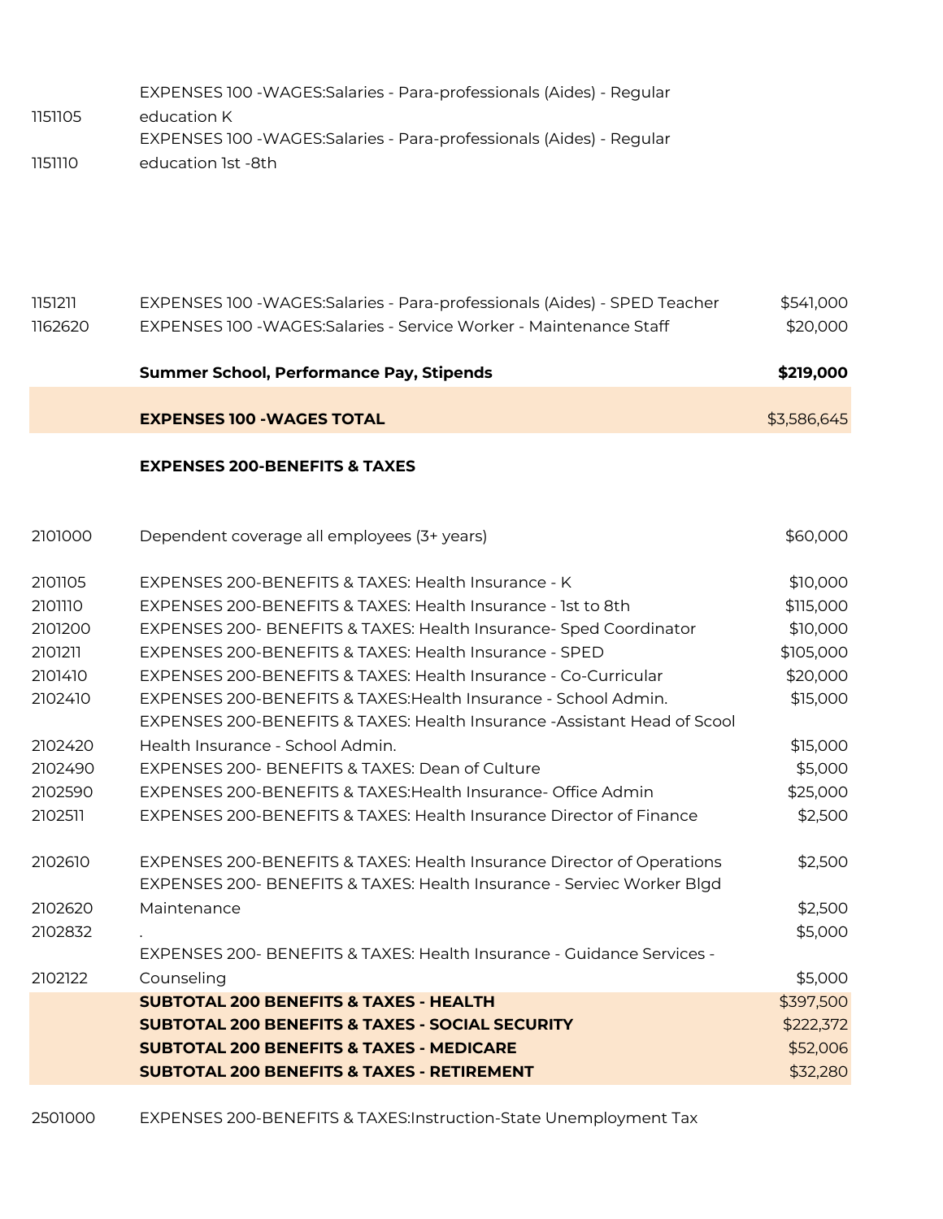| | | |
|---|---|---|
| 1151105 | EXPENSES 100 -WAGES:Salaries - Para-professionals (Aides) - Regular education K | |
| 1151110 | EXPENSES 100 -WAGES:Salaries - Para-professionals (Aides) - Regular education 1st -8th | |
| 1151211 | EXPENSES 100 -WAGES:Salaries - Para-professionals (Aides) - SPED Teacher | $541,000 |
| 1162620 | EXPENSES 100 -WAGES:Salaries - Service Worker - Maintenance Staff | $20,000 |
| | **Summer School, Performance Pay, Stipends** | **$219,000** |
| | **EXPENSES 100 -WAGES TOTAL** | $3,586,645 |
| | **EXPENSES 200-BENEFITS & TAXES** | |
| 2101000 | Dependent coverage all employees (3+ years) | $60,000 |
| 2101105 | EXPENSES 200-BENEFITS & TAXES: Health Insurance - K | $10,000 |
| 2101110 | EXPENSES 200-BENEFITS & TAXES: Health Insurance - 1st to 8th | $115,000 |
| 2101200 | EXPENSES 200- BENEFITS & TAXES: Health Insurance- Sped Coordinator | $10,000 |
| 2101211 | EXPENSES 200-BENEFITS & TAXES: Health Insurance - SPED | $105,000 |
| 2101410 | EXPENSES 200-BENEFITS & TAXES: Health Insurance - Co-Curricular | $20,000 |
| 2102410 | EXPENSES 200-BENEFITS & TAXES:Health Insurance - School Admin. | $15,000 |
| 2102420 | EXPENSES 200-BENEFITS & TAXES: Health Insurance -Assistant Head of Scool Health Insurance - School Admin. | $15,000 |
| 2102490 | EXPENSES 200- BENEFITS & TAXES: Dean of Culture | $5,000 |
| 2102590 | EXPENSES 200-BENEFITS & TAXES:Health Insurance- Office Admin | $25,000 |
| 2102511 | EXPENSES 200-BENEFITS & TAXES: Health Insurance Director of Finance | $2,500 |
| 2102610 | EXPENSES 200-BENEFITS & TAXES: Health Insurance Director of Operations | $2,500 |
| 2102620 | EXPENSES 200- BENEFITS & TAXES: Health Insurance - Serviec Worker Blgd Maintenance | $2,500 |
| 2102832 | . | $5,000 |
| 2102122 | EXPENSES 200- BENEFITS & TAXES: Health Insurance - Guidance Services - Counseling | $5,000 |
| | **SUBTOTAL 200 BENEFITS & TAXES - HEALTH** | $397,500 |
| | **SUBTOTAL 200 BENEFITS & TAXES - SOCIAL SECURITY** | $222,372 |
| | **SUBTOTAL 200 BENEFITS & TAXES - MEDICARE** | $52,006 |
| | **SUBTOTAL 200 BENEFITS & TAXES - RETIREMENT** | $32,280 |
| 2501000 | EXPENSES 200-BENEFITS & TAXES:Instruction-State Unemployment Tax | |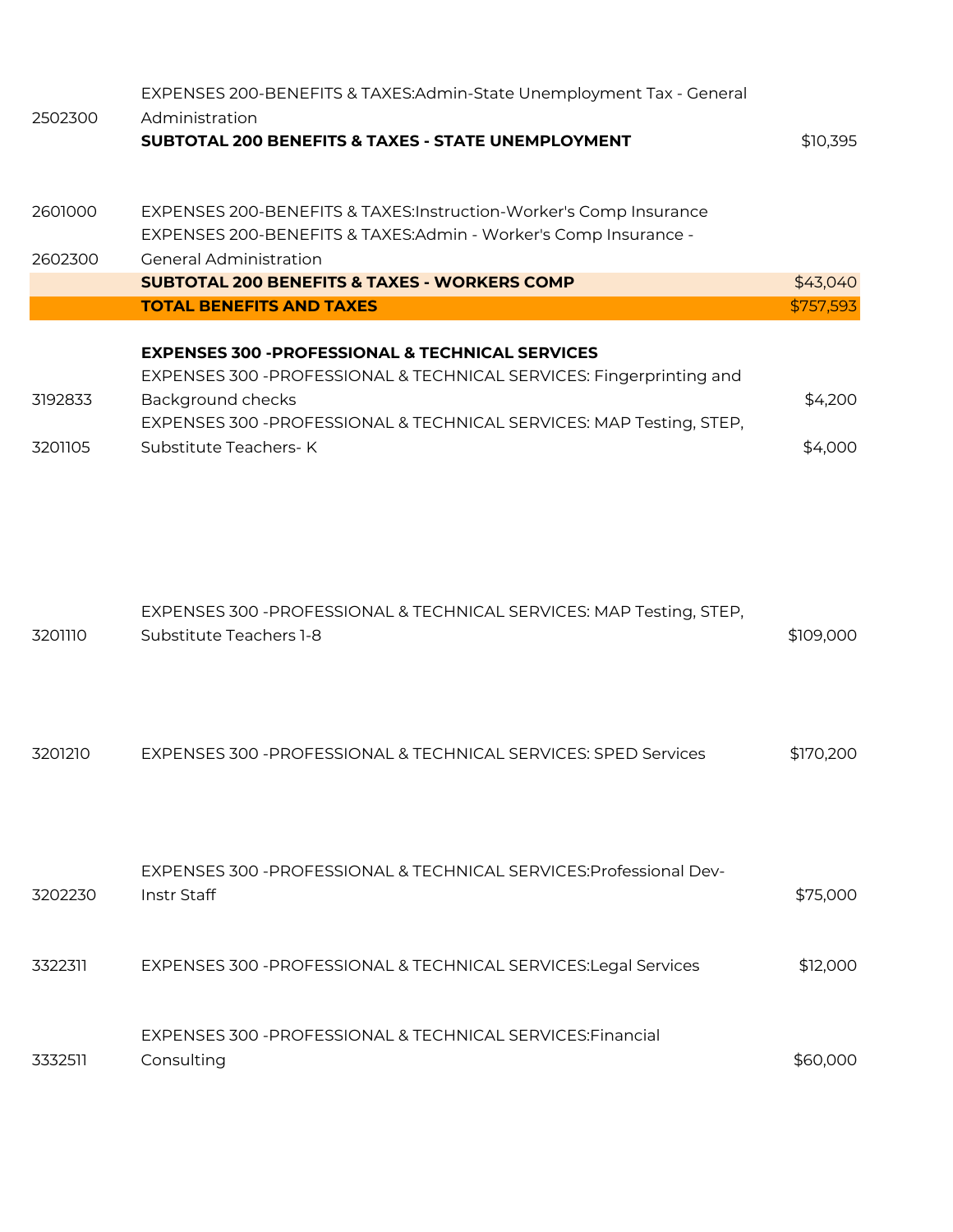| | | |
|---|---|---|
| 2502300 | EXPENSES 200-BENEFITS & TAXES:Admin-State Unemployment Tax - General Administration | |
| | **SUBTOTAL 200 BENEFITS & TAXES - STATE UNEMPLOYMENT** | $10,395 |
| 2601000 | EXPENSES 200-BENEFITS & TAXES:Instruction-Worker's Comp Insurance | |
| 2602300 | EXPENSES 200-BENEFITS & TAXES:Admin - Worker's Comp Insurance - General Administration | |
| | **SUBTOTAL 200 BENEFITS & TAXES - WORKERS COMP** | $43,040 |
| | **TOTAL BENEFITS AND TAXES** | $757,593 |
| | **EXPENSES 300 -PROFESSIONAL & TECHNICAL SERVICES** | |
| 3192833 | EXPENSES 300 -PROFESSIONAL & TECHNICAL SERVICES: Fingerprinting and Background checks | $4,200 |
| 3201105 | EXPENSES 300 -PROFESSIONAL & TECHNICAL SERVICES: MAP Testing, STEP, Substitute Teachers- K | $4,000 |
| 3201110 | EXPENSES 300 -PROFESSIONAL & TECHNICAL SERVICES: MAP Testing, STEP, Substitute Teachers 1-8 | $109,000 |
| 3201210 | EXPENSES 300 -PROFESSIONAL & TECHNICAL SERVICES: SPED Services | $170,200 |
| 3202230 | EXPENSES 300 -PROFESSIONAL & TECHNICAL SERVICES:Professional Dev-Instr Staff | $75,000 |
| 3322311 | EXPENSES 300 -PROFESSIONAL & TECHNICAL SERVICES:Legal Services | $12,000 |
| 3332511 | EXPENSES 300 -PROFESSIONAL & TECHNICAL SERVICES:Financial Consulting | $60,000 |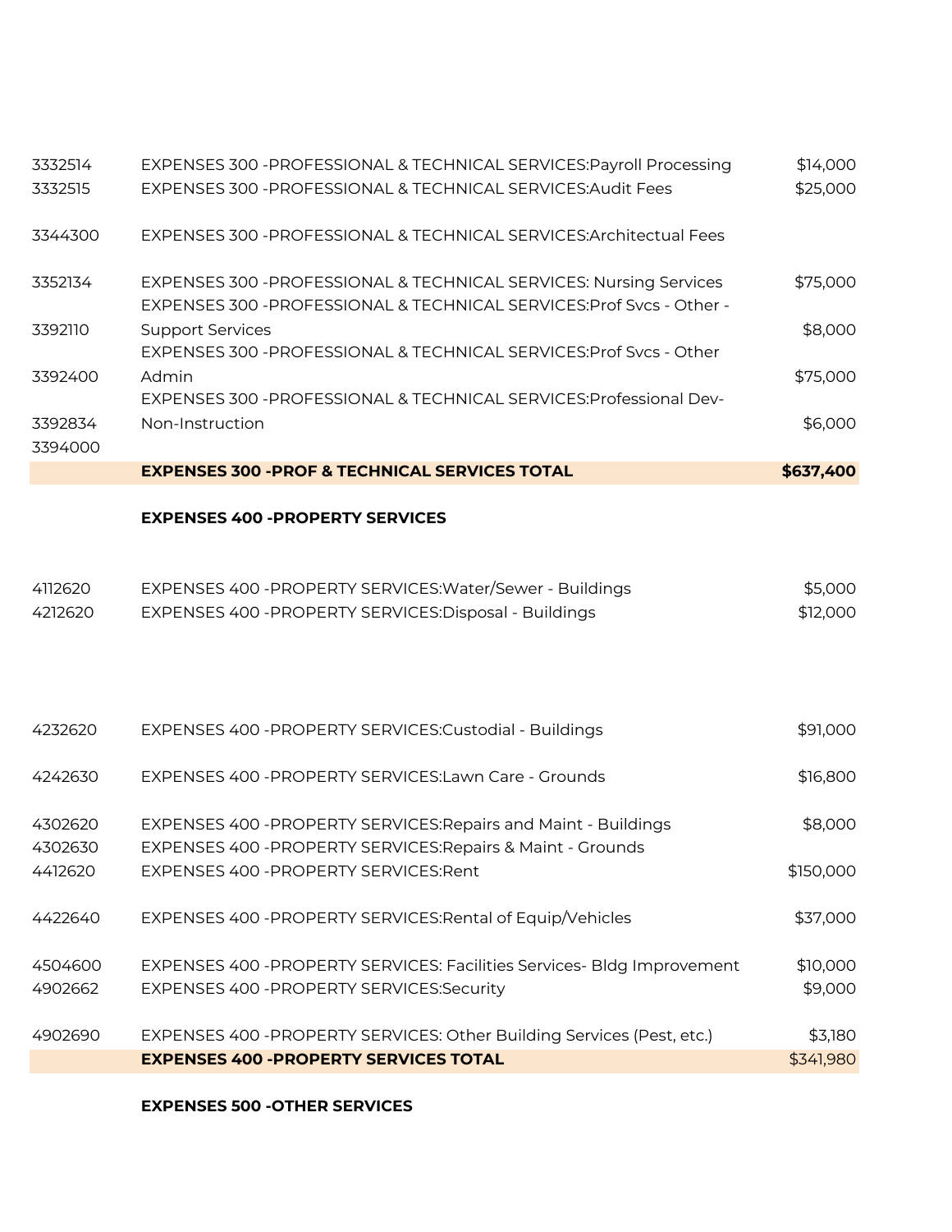| | | |
|---|---|---|
| 3332514 | EXPENSES 300 -PROFESSIONAL & TECHNICAL SERVICES:Payroll Processing | $14,000 |
| 3332515 | EXPENSES 300 -PROFESSIONAL & TECHNICAL SERVICES:Audit Fees | $25,000 |
| 3344300 | EXPENSES 300 -PROFESSIONAL & TECHNICAL SERVICES:Architectual Fees | |
| 3352134 | EXPENSES 300 -PROFESSIONAL & TECHNICAL SERVICES: Nursing Services | $75,000 |
| 3392110 | EXPENSES 300 -PROFESSIONAL & TECHNICAL SERVICES:Prof Svcs - Other - Support Services | $8,000 |
| 3392400 | EXPENSES 300 -PROFESSIONAL & TECHNICAL SERVICES:Prof Svcs - Other Admin | $75,000 |
| 3392834 | EXPENSES 300 -PROFESSIONAL & TECHNICAL SERVICES:Professional Dev-Non-Instruction | $6,000 |
| 3394000 | | |
| | **EXPENSES 300 -PROF & TECHNICAL SERVICES TOTAL** | **$637,400** |
| | **EXPENSES 400 -PROPERTY SERVICES** | |
| 4112620 | EXPENSES 400 -PROPERTY SERVICES:Water/Sewer - Buildings | $5,000 |
| 4212620 | EXPENSES 400 -PROPERTY SERVICES:Disposal - Buildings | $12,000 |
| 4232620 | EXPENSES 400 -PROPERTY SERVICES:Custodial - Buildings | $91,000 |
| 4242630 | EXPENSES 400 -PROPERTY SERVICES:Lawn Care - Grounds | $16,800 |
| 4302620 | EXPENSES 400 -PROPERTY SERVICES:Repairs and Maint - Buildings | $8,000 |
| 4302630 | EXPENSES 400 -PROPERTY SERVICES:Repairs & Maint - Grounds | |
| 4412620 | EXPENSES 400 -PROPERTY SERVICES:Rent | $150,000 |
| 4422640 | EXPENSES 400 -PROPERTY SERVICES:Rental of Equip/Vehicles | $37,000 |
| 4504600 | EXPENSES 400 -PROPERTY SERVICES: Facilities Services- Bldg Improvement | $10,000 |
| 4902662 | EXPENSES 400 -PROPERTY SERVICES:Security | $9,000 |
| 4902690 | EXPENSES 400 -PROPERTY SERVICES: Other Building Services (Pest, etc.) | $3,180 |
| | **EXPENSES 400 -PROPERTY SERVICES TOTAL** | $341,980 |

**EXPENSES 500 -OTHER SERVICES**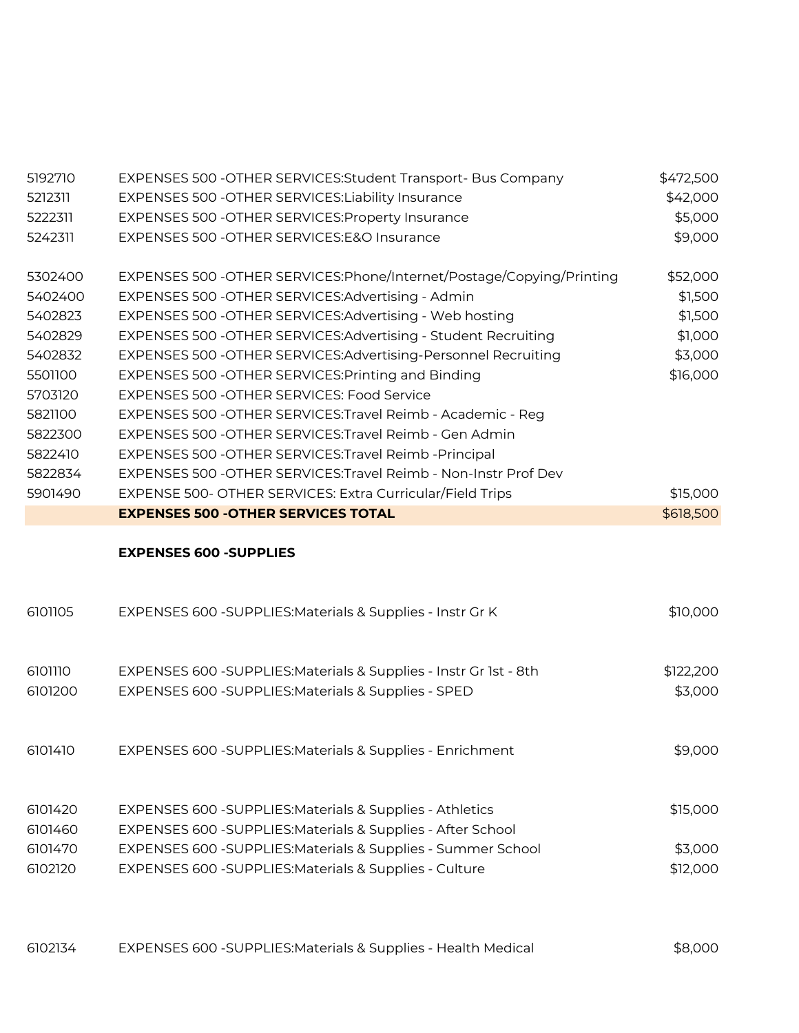| | | |
|---|---|---|
| 5192710 | EXPENSES 500 -OTHER SERVICES:Student Transport- Bus Company | $472,500 |
| 5212311 | EXPENSES 500 -OTHER SERVICES:Liability Insurance | $42,000 |
| 5222311 | EXPENSES 500 -OTHER SERVICES:Property Insurance | $5,000 |
| 5242311 | EXPENSES 500 -OTHER SERVICES:E&O Insurance | $9,000 |
| 5302400 | EXPENSES 500 -OTHER SERVICES:Phone/Internet/Postage/Copying/Printing | $52,000 |
| 5402400 | EXPENSES 500 -OTHER SERVICES:Advertising - Admin | $1,500 |
| 5402823 | EXPENSES 500 -OTHER SERVICES:Advertising - Web hosting | $1,500 |
| 5402829 | EXPENSES 500 -OTHER SERVICES:Advertising - Student Recruiting | $1,000 |
| 5402832 | EXPENSES 500 -OTHER SERVICES:Advertising-Personnel Recruiting | $3,000 |
| 5501100 | EXPENSES 500 -OTHER SERVICES:Printing and Binding | $16,000 |
| 5703120 | EXPENSES 500 -OTHER SERVICES: Food Service | |
| 5821100 | EXPENSES 500 -OTHER SERVICES:Travel Reimb - Academic - Reg | |
| 5822300 | EXPENSES 500 -OTHER SERVICES:Travel Reimb - Gen Admin | |
| 5822410 | EXPENSES 500 -OTHER SERVICES:Travel Reimb -Principal | |
| 5822834 | EXPENSES 500 -OTHER SERVICES:Travel Reimb - Non-Instr Prof Dev | |
| 5901490 | EXPENSE 500- OTHER SERVICES: Extra Curricular/Field Trips | $15,000 |
| | **EXPENSES 500 -OTHER SERVICES TOTAL** | $618,500 |
| | **EXPENSES 600 -SUPPLIES** | |
| 6101105 | EXPENSES 600 -SUPPLIES:Materials & Supplies - Instr Gr K | $10,000 |
| 6101110 | EXPENSES 600 -SUPPLIES:Materials & Supplies - Instr Gr 1st - 8th | $122,200 |
| 6101200 | EXPENSES 600 -SUPPLIES:Materials & Supplies - SPED | $3,000 |
| 6101410 | EXPENSES 600 -SUPPLIES:Materials & Supplies - Enrichment | $9,000 |
| 6101420 | EXPENSES 600 -SUPPLIES:Materials & Supplies - Athletics | $15,000 |
| 6101460 | EXPENSES 600 -SUPPLIES:Materials & Supplies - After School | |
| 6101470 | EXPENSES 600 -SUPPLIES:Materials & Supplies - Summer School | $3,000 |
| 6102120 | EXPENSES 600 -SUPPLIES:Materials & Supplies - Culture | $12,000 |
| 6102134 | EXPENSES 600 -SUPPLIES:Materials & Supplies - Health Medical | $8,000 |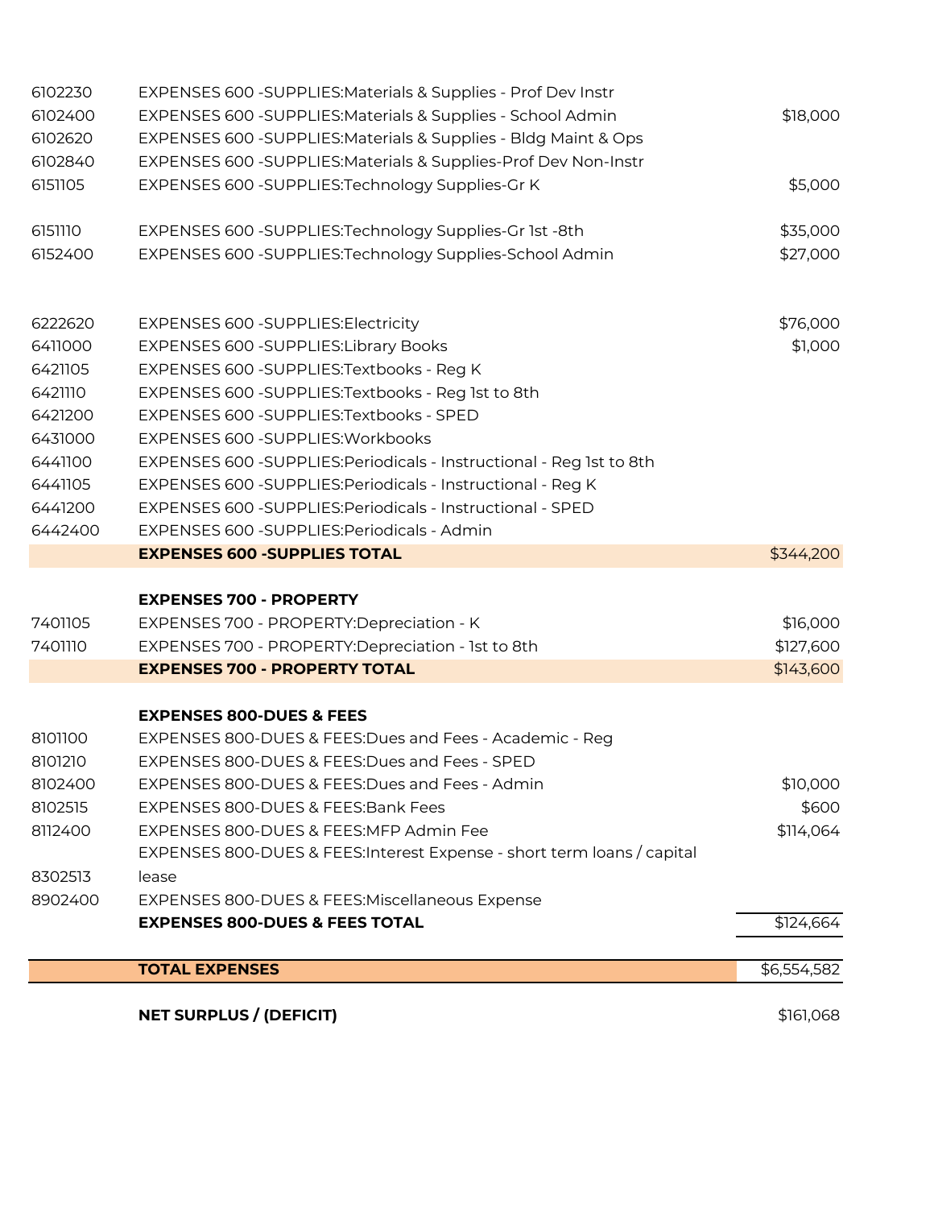| | | |
|---|---|---|
| 6102230 | EXPENSES 600 -SUPPLIES:Materials & Supplies - Prof Dev Instr | |
| 6102400 | EXPENSES 600 -SUPPLIES:Materials & Supplies - School Admin | $18,000 |
| 6102620 | EXPENSES 600 -SUPPLIES:Materials & Supplies - Bldg Maint & Ops | |
| 6102840 | EXPENSES 600 -SUPPLIES:Materials & Supplies-Prof Dev Non-Instr | |
| 6151105 | EXPENSES 600 -SUPPLIES:Technology Supplies-Gr K | $5,000 |
| 6151110 | EXPENSES 600 -SUPPLIES:Technology Supplies-Gr 1st -8th | $35,000 |
| 6152400 | EXPENSES 600 -SUPPLIES:Technology Supplies-School Admin | $27,000 |
| 6222620 | EXPENSES 600 -SUPPLIES:Electricity | $76,000 |
| 6411000 | EXPENSES 600 -SUPPLIES:Library Books | $1,000 |
| 6421105 | EXPENSES 600 -SUPPLIES:Textbooks - Reg K | |
| 6421110 | EXPENSES 600 -SUPPLIES:Textbooks - Reg 1st to 8th | |
| 6421200 | EXPENSES 600 -SUPPLIES:Textbooks - SPED | |
| 6431000 | EXPENSES 600 -SUPPLIES:Workbooks | |
| 6441100 | EXPENSES 600 -SUPPLIES:Periodicals - Instructional - Reg 1st to 8th | |
| 6441105 | EXPENSES 600 -SUPPLIES:Periodicals - Instructional - Reg K | |
| 6441200 | EXPENSES 600 -SUPPLIES:Periodicals - Instructional - SPED | |
| 6442400 | EXPENSES 600 -SUPPLIES:Periodicals - Admin | |
| | **EXPENSES 600 -SUPPLIES TOTAL** | $344,200 |
| | **EXPENSES 700 - PROPERTY** | |
| 7401105 | EXPENSES 700 - PROPERTY:Depreciation - K | $16,000 |
| 7401110 | EXPENSES 700 - PROPERTY:Depreciation - 1st to 8th | $127,600 |
| | **EXPENSES 700 - PROPERTY TOTAL** | $143,600 |
| | **EXPENSES 800-DUES & FEES** | |
| 8101100 | EXPENSES 800-DUES & FEES:Dues and Fees - Academic - Reg | |
| 8101210 | EXPENSES 800-DUES & FEES:Dues and Fees - SPED | |
| 8102400 | EXPENSES 800-DUES & FEES:Dues and Fees - Admin | $10,000 |
| 8102515 | EXPENSES 800-DUES & FEES:Bank Fees | $600 |
| 8112400 | EXPENSES 800-DUES & FEES:MFP Admin Fee | $114,064 |
| 8302513 | EXPENSES 800-DUES & FEES:Interest Expense - short term loans / capital lease | |
| 8902400 | EXPENSES 800-DUES & FEES:Miscellaneous Expense | |
| | **EXPENSES 800-DUES & FEES TOTAL** | $124,664 |
| | **TOTAL EXPENSES** | $6,554,582 |
| | **NET SURPLUS / (DEFICIT)** | $161,068 |